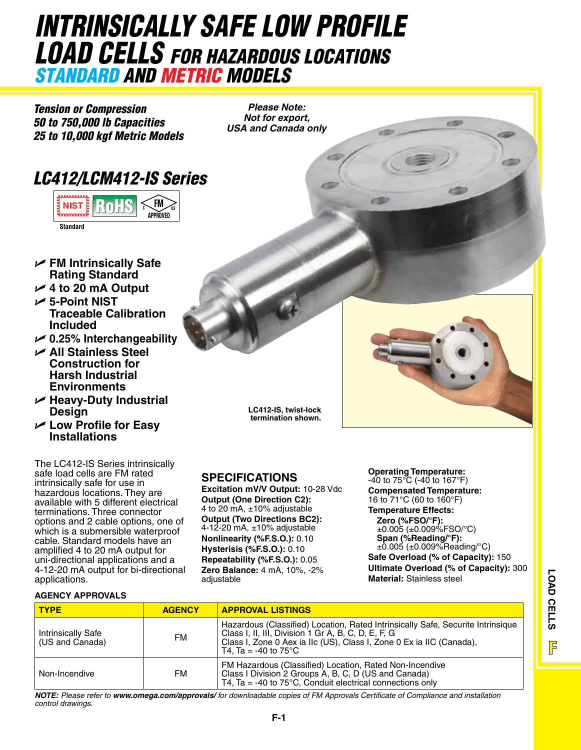# INTRINSICALLY SAFE LOW PROFILE LOAD CELLS FOR HAZARDOUS LOCATIONS

## STANDARD AND METRIC MODELS

***Tension or Compression***
***50 to 750,000 lb Capacities***
***25 to 10,000 kgf Metric Models***

***Please Note:***
***Not for export,***
***USA and Canada only***

## *LC412/LCM412-IS Series*

NIST RoHS FM APPROVED

Standard

- **FM Intrinsically Safe Rating Standard**
- **4 to 20 mA Output**
- **5-Point NIST Traceable Calibration Included**
- **0.25% Interchangeability**
- **All Stainless Steel Construction for Harsh Industrial Environments**
- **Heavy-Duty Industrial Design**
- **Low Profile for Easy Installations**

**LC412-IS, twist-lock termination shown.**

The LC412-IS Series intrinsically safe load cells are FM rated intrinsically safe for use in hazardous locations. They are available with 5 different electrical terminations. Three connector options and 2 cable options, one of which is a submersible waterproof cable. Standard models have an amplified 4 to 20 mA output for uni-directional applications and a 4-12-20 mA output for bi-directional applications.

## SPECIFICATIONS

**Excitation mV/V Output:** 10-28 Vdc
**Output (One Direction C2):** 4 to 20 mA, ±10% adjustable
**Output (Two Directions BC2):** 4-12-20 mA, ±10% adjustable
**Nonlinearity (%F.S.O.):** 0.10
**Hysteresis (%F.S.O.):** 0.10
**Repeatability (%F.S.O.):** 0.05
**Zero Balance:** 4 mA, 10%, -2% adjustable
**Operating Temperature:** -40 to 75°C (-40 to 167°F)
**Compensated Temperature:** 16 to 71°C (60 to 160°F)
**Temperature Effects:**
**Zero (%FSO/°F):** ±0.005 (±0.009%FSO/°C)
**Span (%Reading/°F):** ±0.005 (±0.009%Reading/°C)
**Safe Overload (% of Capacity):** 150
**Ultimate Overload (% of Capacity):** 300
**Material:** Stainless steel

**AGENCY APPROVALS**

| TYPE | AGENCY | APPROVAL LISTINGS |
|---|---|---|
| Intrinsically Safe (US and Canada) | FM | Hazardous (Classified) Location, Rated Intrinsically Safe, Securite Intrinsique Class I, II, III, Division 1 Gr A, B, C, D, E, F, G Class I, Zone 0 Aex ia IIc (US), Class I, Zone 0 Ex ia IIC (Canada), T4, Ta = -40 to 75°C |
| Non-Incendive | FM | FM Hazardous (Classified) Location, Rated Non-Incendive Class I Division 2 Groups A, B, C, D (US and Canada) T4, Ta = -40 to 75°C, Conduit electrical connections only |

***NOTE:*** *Please refer to* ***www.omega.com/approvals/*** *for downloadable copies of FM Approvals Certificate of Compliance and installation control drawings.*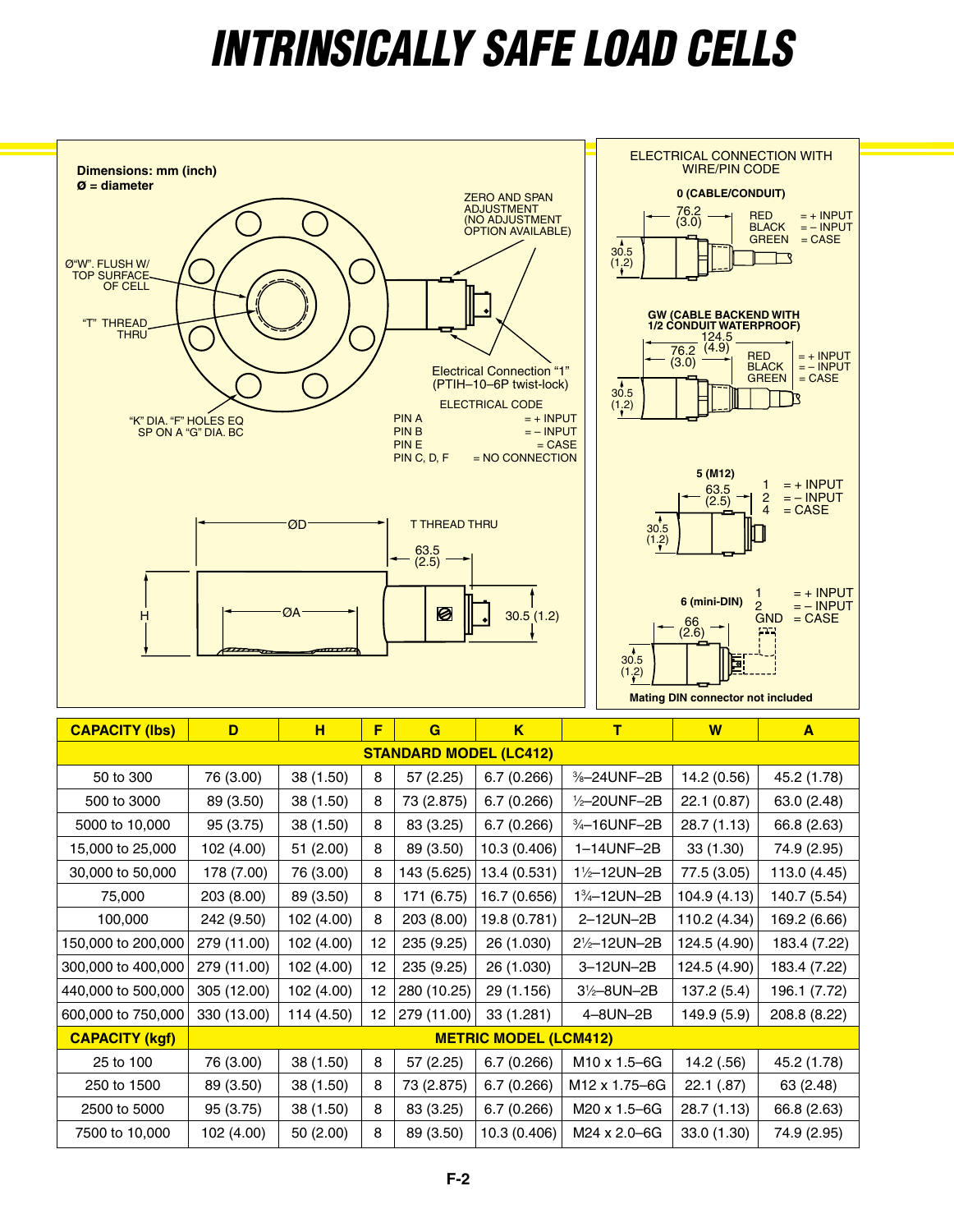# INTRINSICALLY SAFE LOAD CELLS

**Dimensions: mm (inch)**
**Ø = diameter**

Ø"W". FLUSH W/ TOP SURFACE OF CELL

"T" THREAD THRU

"K" DIA. "F" HOLES EQ SP ON A "G" DIA. BC

ZERO AND SPAN ADJUSTMENT (NO ADJUSTMENT OPTION AVAILABLE)

Electrical Connection "1" (PTIH–10–6P twist-lock)

ELECTRICAL CODE
PIN A = + INPUT
PIN B = – INPUT
PIN E = CASE
PIN C, D, F = NO CONNECTION

ØD

T THREAD THRU

63.5 (2.5)

H

ØA

30.5 (1.2)

ELECTRICAL CONNECTION WITH WIRE/PIN CODE

**0 (CABLE/CONDUIT)**
76.2 (3.0)
30.5 (1.2)
RED = + INPUT
BLACK = – INPUT
GREEN = CASE

**GW (CABLE BACKEND WITH 1/2 CONDUIT WATERPROOF)**
124.5 (4.9)
76.2 (3.0)
30.5 (1.2)
RED = + INPUT
BLACK = – INPUT
GREEN = CASE

**5 (M12)**
63.5 (2.5)
30.5 (1.2)
1 = + INPUT
2 = – INPUT
4 = CASE

**6 (mini-DIN)**
66 (2.6)
30.5 (1.2)
1 = + INPUT
2 = – INPUT
GND = CASE

**Mating DIN connector not included**

| CAPACITY (lbs) | D | H | F | G | K | T | W | A |
|---|---|---|---|---|---|---|---|---|
| | | | | **STANDARD MODEL (LC412)** | | | | |
| 50 to 300 | 76 (3.00) | 38 (1.50) | 8 | 57 (2.25) | 6.7 (0.266) | ⅜–24UNF–2B | 14.2 (0.56) | 45.2 (1.78) |
| 500 to 3000 | 89 (3.50) | 38 (1.50) | 8 | 73 (2.875) | 6.7 (0.266) | ½–20UNF–2B | 22.1 (0.87) | 63.0 (2.48) |
| 5000 to 10,000 | 95 (3.75) | 38 (1.50) | 8 | 83 (3.25) | 6.7 (0.266) | ¾–16UNF–2B | 28.7 (1.13) | 66.8 (2.63) |
| 15,000 to 25,000 | 102 (4.00) | 51 (2.00) | 8 | 89 (3.50) | 10.3 (0.406) | 1–14UNF–2B | 33 (1.30) | 74.9 (2.95) |
| 30,000 to 50,000 | 178 (7.00) | 76 (3.00) | 8 | 143 (5.625) | 13.4 (0.531) | 1½–12UN–2B | 77.5 (3.05) | 113.0 (4.45) |
| 75,000 | 203 (8.00) | 89 (3.50) | 8 | 171 (6.75) | 16.7 (0.656) | 1¾–12UN–2B | 104.9 (4.13) | 140.7 (5.54) |
| 100,000 | 242 (9.50) | 102 (4.00) | 8 | 203 (8.00) | 19.8 (0.781) | 2–12UN–2B | 110.2 (4.34) | 169.2 (6.66) |
| 150,000 to 200,000 | 279 (11.00) | 102 (4.00) | 12 | 235 (9.25) | 26 (1.030) | 2½–12UN–2B | 124.5 (4.90) | 183.4 (7.22) |
| 300,000 to 400,000 | 279 (11.00) | 102 (4.00) | 12 | 235 (9.25) | 26 (1.030) | 3–12UN–2B | 124.5 (4.90) | 183.4 (7.22) |
| 440,000 to 500,000 | 305 (12.00) | 102 (4.00) | 12 | 280 (10.25) | 29 (1.156) | 3½–8UN–2B | 137.2 (5.4) | 196.1 (7.72) |
| 600,000 to 750,000 | 330 (13.00) | 114 (4.50) | 12 | 279 (11.00) | 33 (1.281) | 4–8UN–2B | 149.9 (5.9) | 208.8 (8.22) |
| **CAPACITY (kgf)** | | | | **METRIC MODEL (LCM412)** | | | | |
| 25 to 100 | 76 (3.00) | 38 (1.50) | 8 | 57 (2.25) | 6.7 (0.266) | M10 x 1.5–6G | 14.2 (.56) | 45.2 (1.78) |
| 250 to 1500 | 89 (3.50) | 38 (1.50) | 8 | 73 (2.875) | 6.7 (0.266) | M12 x 1.75–6G | 22.1 (.87) | 63 (2.48) |
| 2500 to 5000 | 95 (3.75) | 38 (1.50) | 8 | 83 (3.25) | 6.7 (0.266) | M20 x 1.5–6G | 28.7 (1.13) | 66.8 (2.63) |
| 7500 to 10,000 | 102 (4.00) | 50 (2.00) | 8 | 89 (3.50) | 10.3 (0.406) | M24 x 2.0–6G | 33.0 (1.30) | 74.9 (2.95) |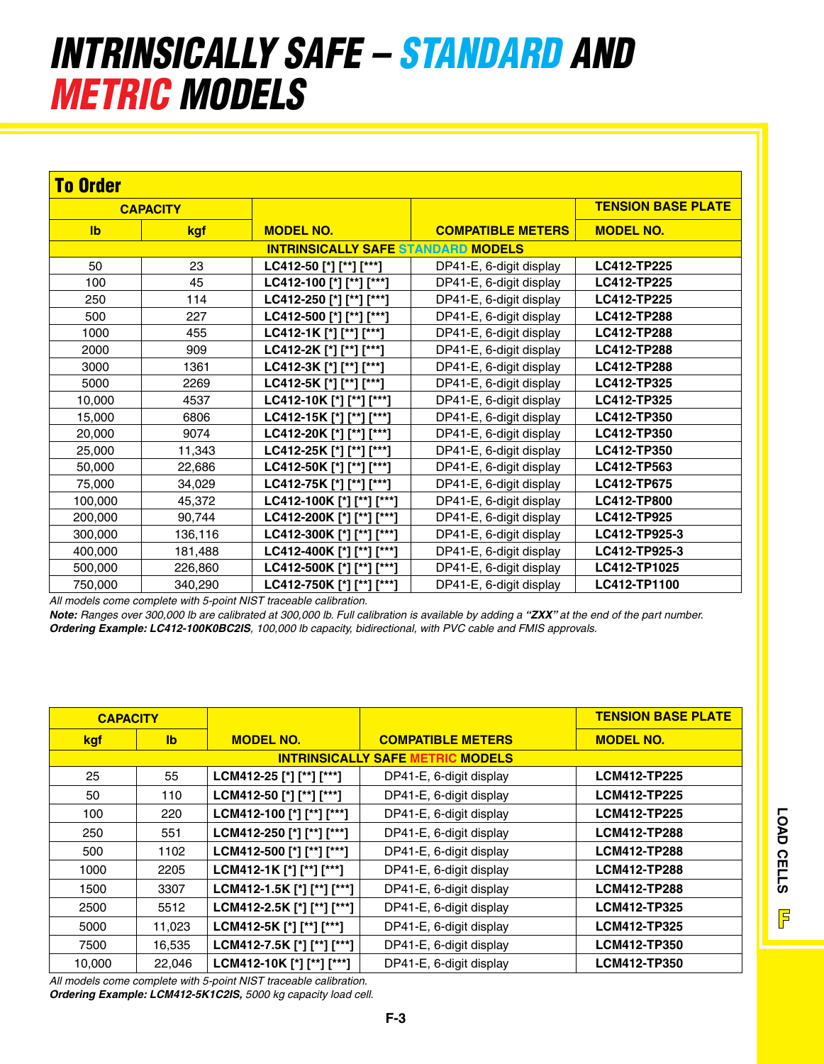# INTRINSICALLY SAFE – STANDARD AND METRIC MODELS

## To Order

| CAPACITY | | | | TENSION BASE PLATE |
|---|---|---|---|---|
| **lb** | **kgf** | **MODEL NO.** | **COMPATIBLE METERS** | **MODEL NO.** |
| | | **INTRINSICALLY SAFE STANDARD MODELS** | | |
| 50 | 23 | **LC412-50 [*] [**] [***]** | DP41-E, 6-digit display | **LC412-TP225** |
| 100 | 45 | **LC412-100 [*] [**] [***]** | DP41-E, 6-digit display | **LC412-TP225** |
| 250 | 114 | **LC412-250 [*] [**] [***]** | DP41-E, 6-digit display | **LC412-TP225** |
| 500 | 227 | **LC412-500 [*] [**] [***]** | DP41-E, 6-digit display | **LC412-TP288** |
| 1000 | 455 | **LC412-1K [*] [**] [***]** | DP41-E, 6-digit display | **LC412-TP288** |
| 2000 | 909 | **LC412-2K [*] [**] [***]** | DP41-E, 6-digit display | **LC412-TP288** |
| 3000 | 1361 | **LC412-3K [*] [**] [***]** | DP41-E, 6-digit display | **LC412-TP288** |
| 5000 | 2269 | **LC412-5K [*] [**] [***]** | DP41-E, 6-digit display | **LC412-TP325** |
| 10,000 | 4537 | **LC412-10K [*] [**] [***]** | DP41-E, 6-digit display | **LC412-TP325** |
| 15,000 | 6806 | **LC412-15K [*] [**] [***]** | DP41-E, 6-digit display | **LC412-TP350** |
| 20,000 | 9074 | **LC412-20K [*] [**] [***]** | DP41-E, 6-digit display | **LC412-TP350** |
| 25,000 | 11,343 | **LC412-25K [*] [**] [***]** | DP41-E, 6-digit display | **LC412-TP350** |
| 50,000 | 22,686 | **LC412-50K [*] [**] [***]** | DP41-E, 6-digit display | **LC412-TP563** |
| 75,000 | 34,029 | **LC412-75K [*] [**] [***]** | DP41-E, 6-digit display | **LC412-TP675** |
| 100,000 | 45,372 | **LC412-100K [*] [**] [***]** | DP41-E, 6-digit display | **LC412-TP800** |
| 200,000 | 90,744 | **LC412-200K [*] [**] [***]** | DP41-E, 6-digit display | **LC412-TP925** |
| 300,000 | 136,116 | **LC412-300K [*] [**] [***]** | DP41-E, 6-digit display | **LC412-TP925-3** |
| 400,000 | 181,488 | **LC412-400K [*] [**] [***]** | DP41-E, 6-digit display | **LC412-TP925-3** |
| 500,000 | 226,860 | **LC412-500K [*] [**] [***]** | DP41-E, 6-digit display | **LC412-TP1025** |
| 750,000 | 340,290 | **LC412-750K [*] [**] [***]** | DP41-E, 6-digit display | **LC412-TP1100** |

*All models come complete with 5-point NIST traceable calibration.*

***Note:** Ranges over 300,000 lb are calibrated at 300,000 lb. Full calibration is available by adding a **"ZXX"** at the end of the part number.*

***Ordering Example: LC412-100K0BC2IS**, 100,000 lb capacity, bidirectional, with PVC cable and FMIS approvals.*

| CAPACITY | | | | TENSION BASE PLATE |
|---|---|---|---|---|
| **kgf** | **lb** | **MODEL NO.** | **COMPATIBLE METERS** | **MODEL NO.** |
| | | **INTRINSICALLY SAFE METRIC MODELS** | | |
| 25 | 55 | **LCM412-25 [*] [**] [***]** | DP41-E, 6-digit display | **LCM412-TP225** |
| 50 | 110 | **LCM412-50 [*] [**] [***]** | DP41-E, 6-digit display | **LCM412-TP225** |
| 100 | 220 | **LCM412-100 [*] [**] [***]** | DP41-E, 6-digit display | **LCM412-TP225** |
| 250 | 551 | **LCM412-250 [*] [**] [***]** | DP41-E, 6-digit display | **LCM412-TP288** |
| 500 | 1102 | **LCM412-500 [*] [**] [***]** | DP41-E, 6-digit display | **LCM412-TP288** |
| 1000 | 2205 | **LCM412-1K [*] [**] [***]** | DP41-E, 6-digit display | **LCM412-TP288** |
| 1500 | 3307 | **LCM412-1.5K [*] [**] [***]** | DP41-E, 6-digit display | **LCM412-TP288** |
| 2500 | 5512 | **LCM412-2.5K [*] [**] [***]** | DP41-E, 6-digit display | **LCM412-TP325** |
| 5000 | 11,023 | **LCM412-5K [*] [**] [***]** | DP41-E, 6-digit display | **LCM412-TP325** |
| 7500 | 16,535 | **LCM412-7.5K [*] [**] [***]** | DP41-E, 6-digit display | **LCM412-TP350** |
| 10,000 | 22,046 | **LCM412-10K [*] [**] [***]** | DP41-E, 6-digit display | **LCM412-TP350** |

*All models come complete with 5-point NIST traceable calibration.*

***Ordering Example: LCM412-5K1C2IS,** 5000 kg capacity load cell.*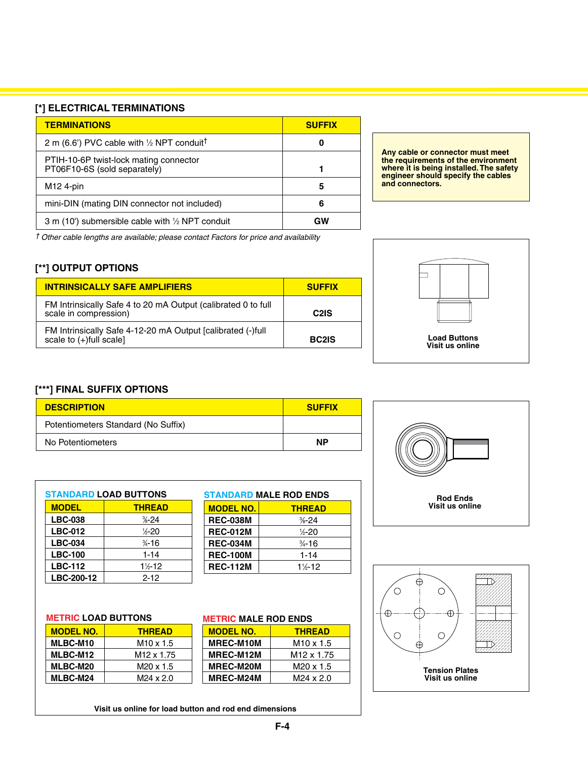## [*] ELECTRICAL TERMINATIONS

| TERMINATIONS | SUFFIX |
|---|---|
| 2 m (6.6') PVC cable with ½ NPT conduit† | 0 |
| PTIH-10-6P twist-lock mating connector PT06F10-6S (sold separately) | 1 |
| M12 4-pin | 5 |
| mini-DIN (mating DIN connector not included) | 6 |
| 3 m (10') submersible cable with ½ NPT conduit | GW |

*† Other cable lengths are available; please contact Factors for price and availability*

**Any cable or connector must meet the requirements of the environment where it is being installed. The safety engineer should specify the cables and connectors.**

## [**] OUTPUT OPTIONS

| INTRINSICALLY SAFE AMPLIFIERS | SUFFIX |
|---|---|
| FM Intrinsically Safe 4 to 20 mA Output (calibrated 0 to full scale in compression) | C2IS |
| FM Intrinsically Safe 4-12-20 mA Output [calibrated (-)full scale to (+)full scale] | BC2IS |

**Load Buttons**
**Visit us online**

## [***] FINAL SUFFIX OPTIONS

| DESCRIPTION | SUFFIX |
|---|---|
| Potentiometers Standard (No Suffix) | |
| No Potentiometers | NP |

**Rod Ends**
**Visit us online**

### STANDARD LOAD BUTTONS

| MODEL | THREAD |
|---|---|
| LBC-038 | ⅜-24 |
| LBC-012 | ½-20 |
| LBC-034 | ¾-16 |
| LBC-100 | 1-14 |
| LBC-112 | 1½-12 |
| LBC-200-12 | 2-12 |

### STANDARD MALE ROD ENDS

| MODEL NO. | THREAD |
|---|---|
| REC-038M | ⅜-24 |
| REC-012M | ½-20 |
| REC-034M | ¾-16 |
| REC-100M | 1-14 |
| REC-112M | 1½-12 |

### METRIC LOAD BUTTONS

| MODEL NO. | THREAD |
|---|---|
| MLBC-M10 | M10 x 1.5 |
| MLBC-M12 | M12 x 1.75 |
| MLBC-M20 | M20 x 1.5 |
| MLBC-M24 | M24 x 2.0 |

### METRIC MALE ROD ENDS

| MODEL NO. | THREAD |
|---|---|
| MREC-M10M | M10 x 1.5 |
| MREC-M12M | M12 x 1.75 |
| MREC-M20M | M20 x 1.5 |
| MREC-M24M | M24 x 2.0 |

**Visit us online for load button and rod end dimensions**

**Tension Plates**
**Visit us online**